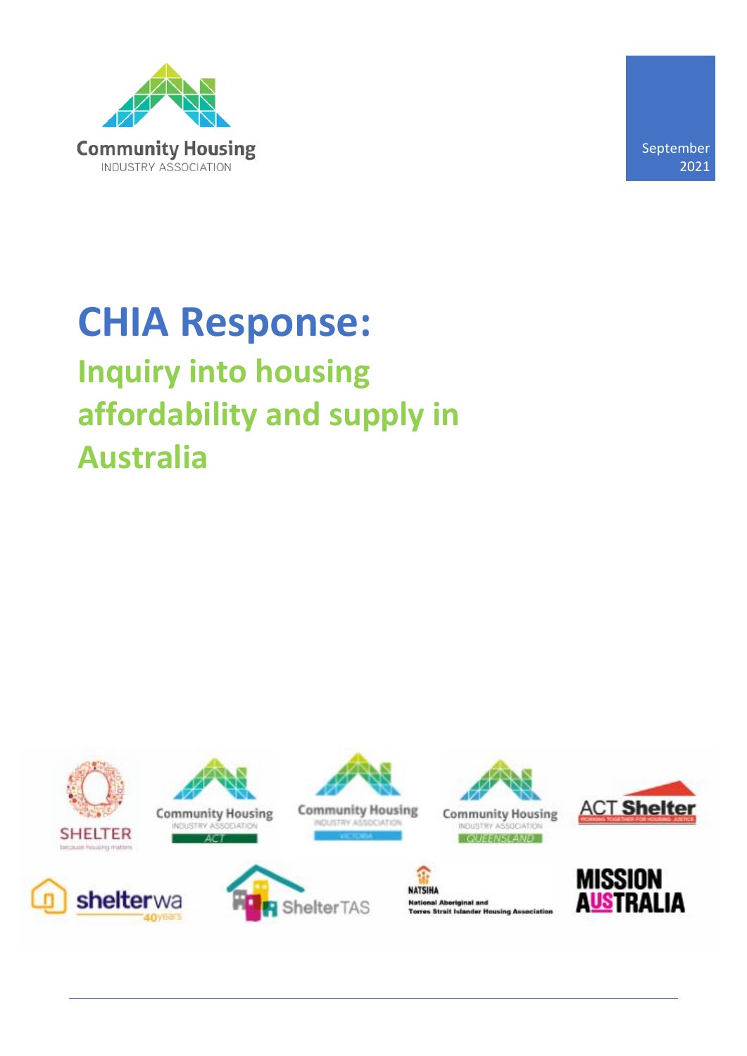Community Housing
INDUSTRY ASSOCIATION

September
2021

# CHIA Response:

## Inquiry into housing affordability and supply in Australia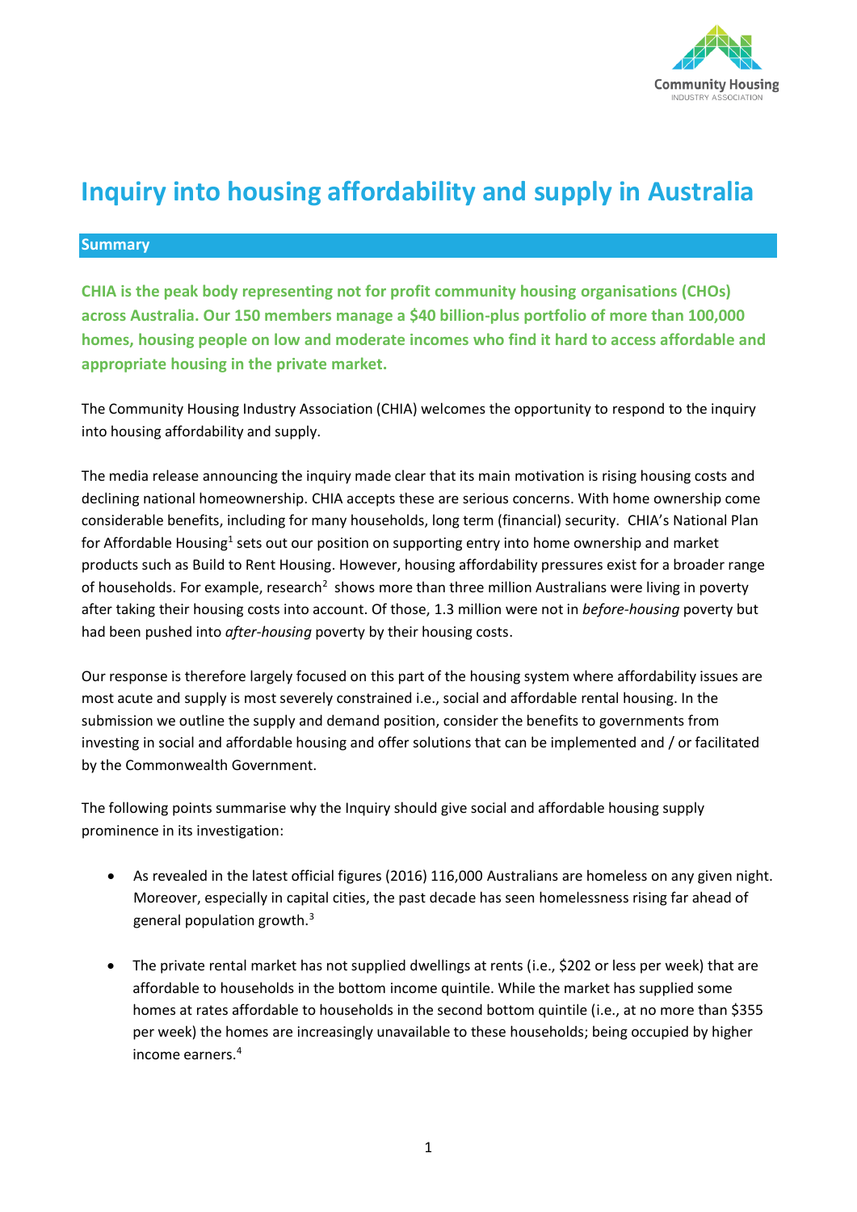# Inquiry into housing affordability and supply in Australia

## Summary

**CHIA is the peak body representing not for profit community housing organisations (CHOs) across Australia. Our 150 members manage a $40 billion-plus portfolio of more than 100,000 homes, housing people on low and moderate incomes who find it hard to access affordable and appropriate housing in the private market.**

The Community Housing Industry Association (CHIA) welcomes the opportunity to respond to the inquiry into housing affordability and supply.

The media release announcing the inquiry made clear that its main motivation is rising housing costs and declining national homeownership. CHIA accepts these are serious concerns. With home ownership come considerable benefits, including for many households, long term (financial) security. CHIA's National Plan for Affordable Housing[1] sets out our position on supporting entry into home ownership and market products such as Build to Rent Housing. However, housing affordability pressures exist for a broader range of households. For example, research[2] shows more than three million Australians were living in poverty after taking their housing costs into account. Of those, 1.3 million were not in *before-housing* poverty but had been pushed into *after-housing* poverty by their housing costs.

Our response is therefore largely focused on this part of the housing system where affordability issues are most acute and supply is most severely constrained i.e., social and affordable rental housing. In the submission we outline the supply and demand position, consider the benefits to governments from investing in social and affordable housing and offer solutions that can be implemented and / or facilitated by the Commonwealth Government.

The following points summarise why the Inquiry should give social and affordable housing supply prominence in its investigation:

- As revealed in the latest official figures (2016) 116,000 Australians are homeless on any given night. Moreover, especially in capital cities, the past decade has seen homelessness rising far ahead of general population growth.[3]

- The private rental market has not supplied dwellings at rents (i.e., $202 or less per week) that are affordable to households in the bottom income quintile. While the market has supplied some homes at rates affordable to households in the second bottom quintile (i.e., at no more than $355 per week) the homes are increasingly unavailable to these households; being occupied by higher income earners.[4]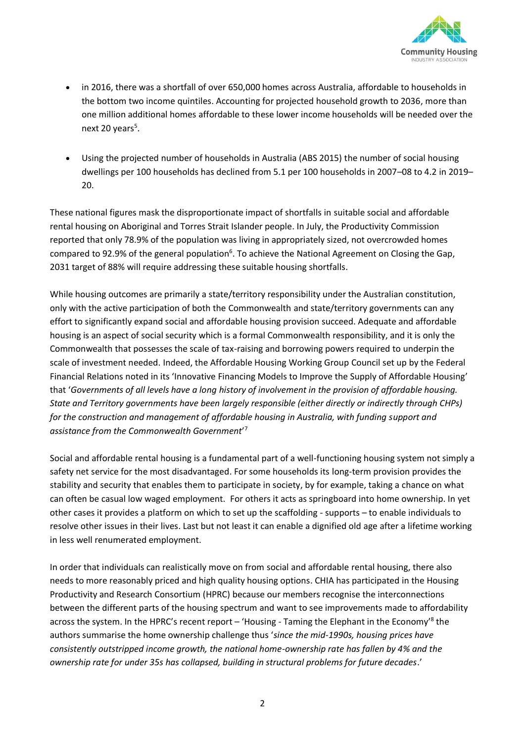- in 2016, there was a shortfall of over 650,000 homes across Australia, affordable to households in the bottom two income quintiles. Accounting for projected household growth to 2036, more than one million additional homes affordable to these lower income households will be needed over the next 20 years[5].

- Using the projected number of households in Australia (ABS 2015) the number of social housing dwellings per 100 households has declined from 5.1 per 100 households in 2007–08 to 4.2 in 2019–20.

These national figures mask the disproportionate impact of shortfalls in suitable social and affordable rental housing on Aboriginal and Torres Strait Islander people. In July, the Productivity Commission reported that only 78.9% of the population was living in appropriately sized, not overcrowded homes compared to 92.9% of the general population[6]. To achieve the National Agreement on Closing the Gap, 2031 target of 88% will require addressing these suitable housing shortfalls.

While housing outcomes are primarily a state/territory responsibility under the Australian constitution, only with the active participation of both the Commonwealth and state/territory governments can any effort to significantly expand social and affordable housing provision succeed. Adequate and affordable housing is an aspect of social security which is a formal Commonwealth responsibility, and it is only the Commonwealth that possesses the scale of tax-raising and borrowing powers required to underpin the scale of investment needed. Indeed, the Affordable Housing Working Group Council set up by the Federal Financial Relations noted in its 'Innovative Financing Models to Improve the Supply of Affordable Housing' that '*Governments of all levels have a long history of involvement in the provision of affordable housing. State and Territory governments have been largely responsible (either directly or indirectly through CHPs) for the construction and management of affordable housing in Australia, with funding support and assistance from the Commonwealth Government*'[7]

Social and affordable rental housing is a fundamental part of a well-functioning housing system not simply a safety net service for the most disadvantaged. For some households its long-term provision provides the stability and security that enables them to participate in society, by for example, taking a chance on what can often be casual low waged employment. For others it acts as springboard into home ownership. In yet other cases it provides a platform on which to set up the scaffolding - supports – to enable individuals to resolve other issues in their lives. Last but not least it can enable a dignified old age after a lifetime working in less well renumerated employment.

In order that individuals can realistically move on from social and affordable rental housing, there also needs to more reasonably priced and high quality housing options. CHIA has participated in the Housing Productivity and Research Consortium (HPRC) because our members recognise the interconnections between the different parts of the housing spectrum and want to see improvements made to affordability across the system. In the HPRC's recent report – 'Housing - Taming the Elephant in the Economy'[8] the authors summarise the home ownership challenge thus '*since the mid-1990s, housing prices have consistently outstripped income growth, the national home-ownership rate has fallen by 4% and the ownership rate for under 35s has collapsed, building in structural problems for future decades*.'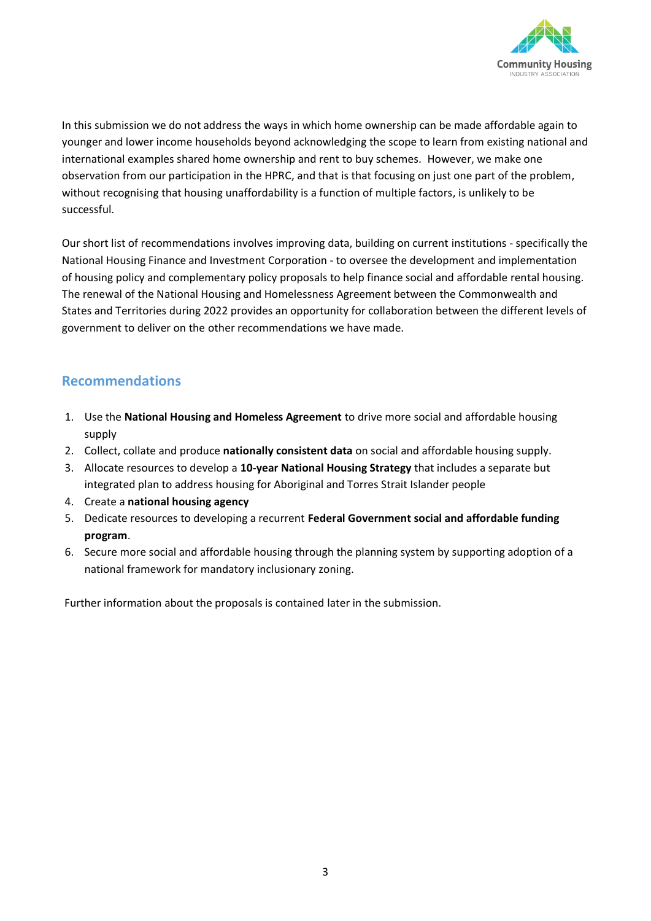In this submission we do not address the ways in which home ownership can be made affordable again to younger and lower income households beyond acknowledging the scope to learn from existing national and international examples shared home ownership and rent to buy schemes.  However, we make one observation from our participation in the HPRC, and that is that focusing on just one part of the problem, without recognising that housing unaffordability is a function of multiple factors, is unlikely to be successful.

Our short list of recommendations involves improving data, building on current institutions - specifically the National Housing Finance and Investment Corporation - to oversee the development and implementation of housing policy and complementary policy proposals to help finance social and affordable rental housing. The renewal of the National Housing and Homelessness Agreement between the Commonwealth and States and Territories during 2022 provides an opportunity for collaboration between the different levels of government to deliver on the other recommendations we have made.

## Recommendations

1. Use the **National Housing and Homeless Agreement** to drive more social and affordable housing supply
2. Collect, collate and produce **nationally consistent data** on social and affordable housing supply.
3. Allocate resources to develop a **10-year National Housing Strategy** that includes a separate but integrated plan to address housing for Aboriginal and Torres Strait Islander people
4. Create a **national housing agency**
5. Dedicate resources to developing a recurrent **Federal Government social and affordable funding program**.
6. Secure more social and affordable housing through the planning system by supporting adoption of a national framework for mandatory inclusionary zoning.

Further information about the proposals is contained later in the submission.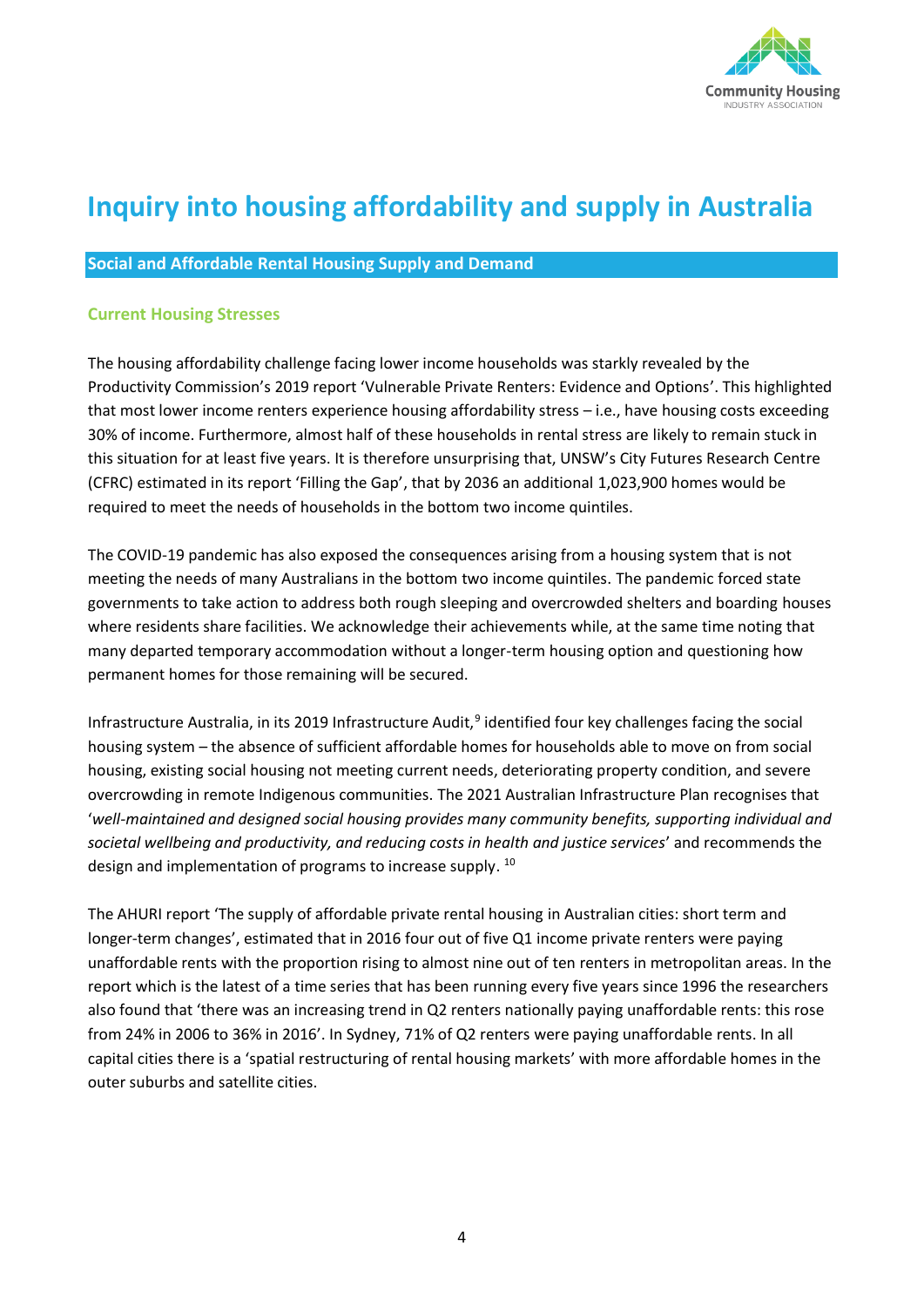# Inquiry into housing affordability and supply in Australia

## Social and Affordable Rental Housing Supply and Demand

### Current Housing Stresses

The housing affordability challenge facing lower income households was starkly revealed by the Productivity Commission's 2019 report 'Vulnerable Private Renters: Evidence and Options'. This highlighted that most lower income renters experience housing affordability stress – i.e., have housing costs exceeding 30% of income. Furthermore, almost half of these households in rental stress are likely to remain stuck in this situation for at least five years. It is therefore unsurprising that, UNSW's City Futures Research Centre (CFRC) estimated in its report 'Filling the Gap', that by 2036 an additional 1,023,900 homes would be required to meet the needs of households in the bottom two income quintiles.

The COVID-19 pandemic has also exposed the consequences arising from a housing system that is not meeting the needs of many Australians in the bottom two income quintiles. The pandemic forced state governments to take action to address both rough sleeping and overcrowded shelters and boarding houses where residents share facilities. We acknowledge their achievements while, at the same time noting that many departed temporary accommodation without a longer-term housing option and questioning how permanent homes for those remaining will be secured.

Infrastructure Australia, in its 2019 Infrastructure Audit,[9] identified four key challenges facing the social housing system – the absence of sufficient affordable homes for households able to move on from social housing, existing social housing not meeting current needs, deteriorating property condition, and severe overcrowding in remote Indigenous communities. The 2021 Australian Infrastructure Plan recognises that '*well-maintained and designed social housing provides many community benefits, supporting individual and societal wellbeing and productivity, and reducing costs in health and justice services*' and recommends the design and implementation of programs to increase supply. [10]

The AHURI report 'The supply of affordable private rental housing in Australian cities: short term and longer-term changes', estimated that in 2016 four out of five Q1 income private renters were paying unaffordable rents with the proportion rising to almost nine out of ten renters in metropolitan areas. In the report which is the latest of a time series that has been running every five years since 1996 the researchers also found that 'there was an increasing trend in Q2 renters nationally paying unaffordable rents: this rose from 24% in 2006 to 36% in 2016'. In Sydney, 71% of Q2 renters were paying unaffordable rents. In all capital cities there is a 'spatial restructuring of rental housing markets' with more affordable homes in the outer suburbs and satellite cities.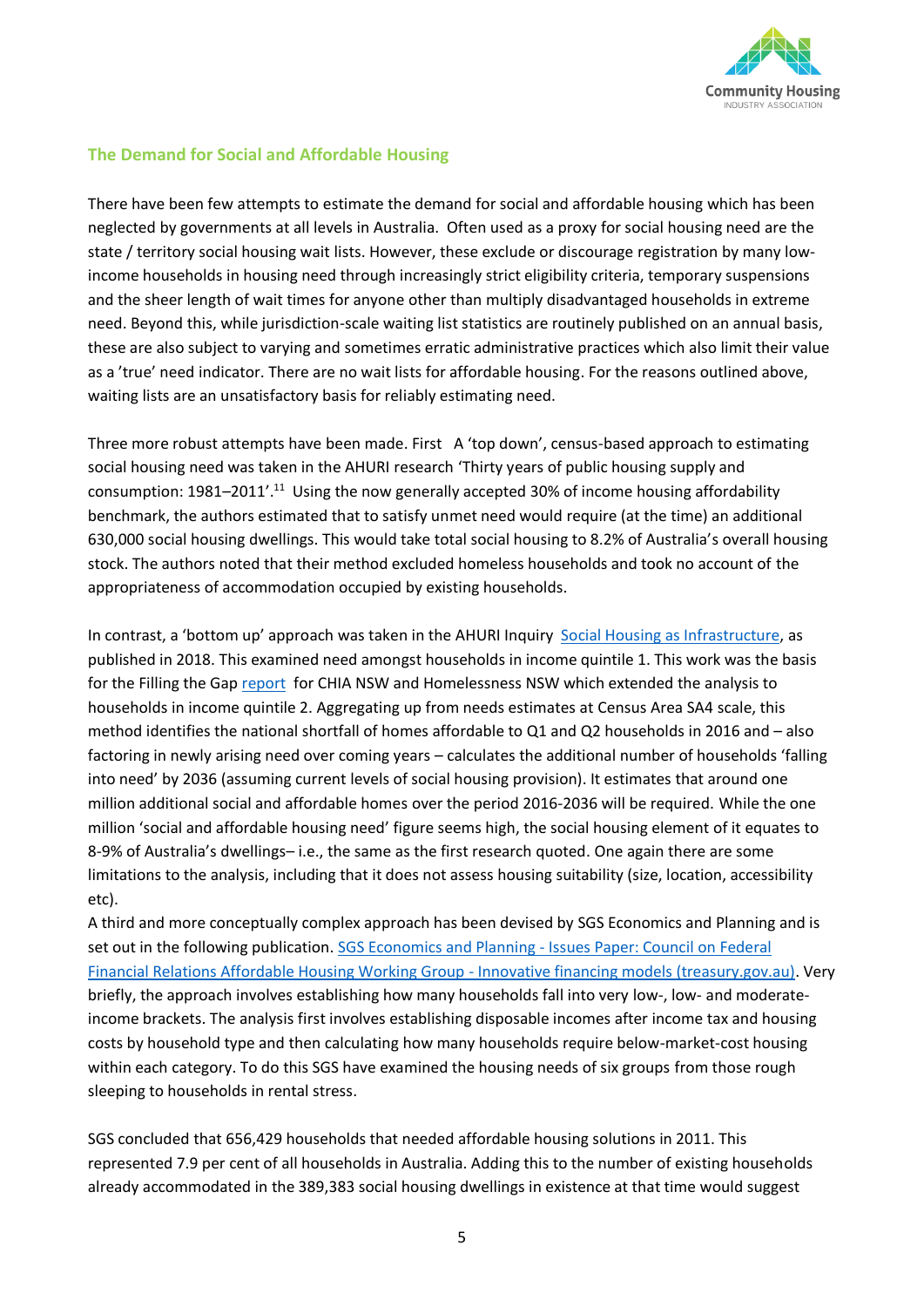## The Demand for Social and Affordable Housing

There have been few attempts to estimate the demand for social and affordable housing which has been neglected by governments at all levels in Australia. Often used as a proxy for social housing need are the state / territory social housing wait lists. However, these exclude or discourage registration by many low-income households in housing need through increasingly strict eligibility criteria, temporary suspensions and the sheer length of wait times for anyone other than multiply disadvantaged households in extreme need. Beyond this, while jurisdiction-scale waiting list statistics are routinely published on an annual basis, these are also subject to varying and sometimes erratic administrative practices which also limit their value as a 'true' need indicator. There are no wait lists for affordable housing. For the reasons outlined above, waiting lists are an unsatisfactory basis for reliably estimating need.

Three more robust attempts have been made. First A 'top down', census-based approach to estimating social housing need was taken in the AHURI research 'Thirty years of public housing supply and consumption: 1981–2011'.[11] Using the now generally accepted 30% of income housing affordability benchmark, the authors estimated that to satisfy unmet need would require (at the time) an additional 630,000 social housing dwellings. This would take total social housing to 8.2% of Australia's overall housing stock. The authors noted that their method excluded homeless households and took no account of the appropriateness of accommodation occupied by existing households.

In contrast, a 'bottom up' approach was taken in the AHURI Inquiry Social Housing as Infrastructure, as published in 2018. This examined need amongst households in income quintile 1. This work was the basis for the Filling the Gap report for CHIA NSW and Homelessness NSW which extended the analysis to households in income quintile 2. Aggregating up from needs estimates at Census Area SA4 scale, this method identifies the national shortfall of homes affordable to Q1 and Q2 households in 2016 and – also factoring in newly arising need over coming years – calculates the additional number of households 'falling into need' by 2036 (assuming current levels of social housing provision). It estimates that around one million additional social and affordable homes over the period 2016-2036 will be required. While the one million 'social and affordable housing need' figure seems high, the social housing element of it equates to 8-9% of Australia's dwellings– i.e., the same as the first research quoted. One again there are some limitations to the analysis, including that it does not assess housing suitability (size, location, accessibility etc).

A third and more conceptually complex approach has been devised by SGS Economics and Planning and is set out in the following publication. SGS Economics and Planning - Issues Paper: Council on Federal Financial Relations Affordable Housing Working Group - Innovative financing models (treasury.gov.au). Very briefly, the approach involves establishing how many households fall into very low-, low- and moderate-income brackets. The analysis first involves establishing disposable incomes after income tax and housing costs by household type and then calculating how many households require below-market-cost housing within each category. To do this SGS have examined the housing needs of six groups from those rough sleeping to households in rental stress.

SGS concluded that 656,429 households that needed affordable housing solutions in 2011. This represented 7.9 per cent of all households in Australia. Adding this to the number of existing households already accommodated in the 389,383 social housing dwellings in existence at that time would suggest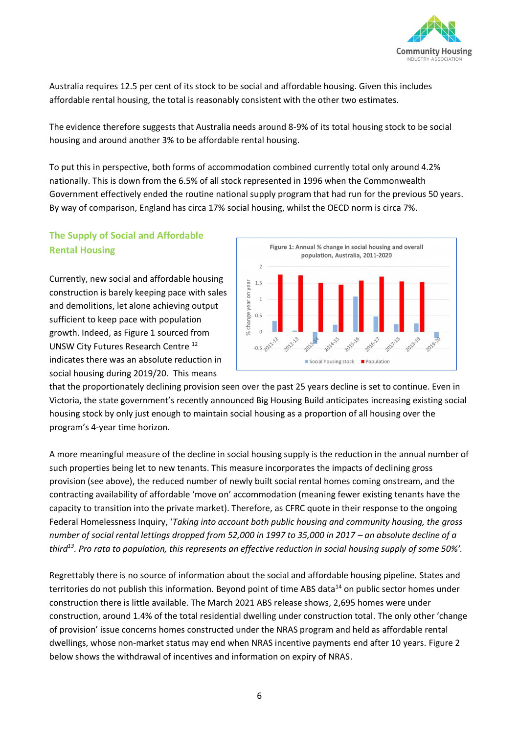Australia requires 12.5 per cent of its stock to be social and affordable housing. Given this includes affordable rental housing, the total is reasonably consistent with the other two estimates.

The evidence therefore suggests that Australia needs around 8-9% of its total housing stock to be social housing and around another 3% to be affordable rental housing.

To put this in perspective, both forms of accommodation combined currently total only around 4.2% nationally. This is down from the 6.5% of all stock represented in 1996 when the Commonwealth Government effectively ended the routine national supply program that had run for the previous 50 years. By way of comparison, England has circa 17% social housing, whilst the OECD norm is circa 7%.

## The Supply of Social and Affordable Rental Housing

Currently, new social and affordable housing construction is barely keeping pace with sales and demolitions, let alone achieving output sufficient to keep pace with population growth. Indeed, as Figure 1 sourced from UNSW City Futures Research Centre [12] indicates there was an absolute reduction in social housing during 2019/20. This means that the proportionately declining provision seen over the past 25 years decline is set to continue. Even in Victoria, the state government's recently announced Big Housing Build anticipates increasing existing social housing stock by only just enough to maintain social housing as a proportion of all housing over the program's 4-year time horizon.

Figure 1: Annual % change in social housing and overall population, Australia, 2011-2020

A more meaningful measure of the decline in social housing supply is the reduction in the annual number of such properties being let to new tenants. This measure incorporates the impacts of declining gross provision (see above), the reduced number of newly built social rental homes coming onstream, and the contracting availability of affordable 'move on' accommodation (meaning fewer existing tenants have the capacity to transition into the private market). Therefore, as CFRC quote in their response to the ongoing Federal Homelessness Inquiry, '*Taking into account both public housing and community housing, the gross number of social rental lettings dropped from 52,000 in 1997 to 35,000 in 2017 – an absolute decline of a third*[13]*. Pro rata to population, this represents an effective reduction in social housing supply of some 50%'.*

Regrettably there is no source of information about the social and affordable housing pipeline. States and territories do not publish this information. Beyond point of time ABS data[14] on public sector homes under construction there is little available. The March 2021 ABS release shows, 2,695 homes were under construction, around 1.4% of the total residential dwelling under construction total. The only other 'change of provision' issue concerns homes constructed under the NRAS program and held as affordable rental dwellings, whose non-market status may end when NRAS incentive payments end after 10 years. Figure 2 below shows the withdrawal of incentives and information on expiry of NRAS.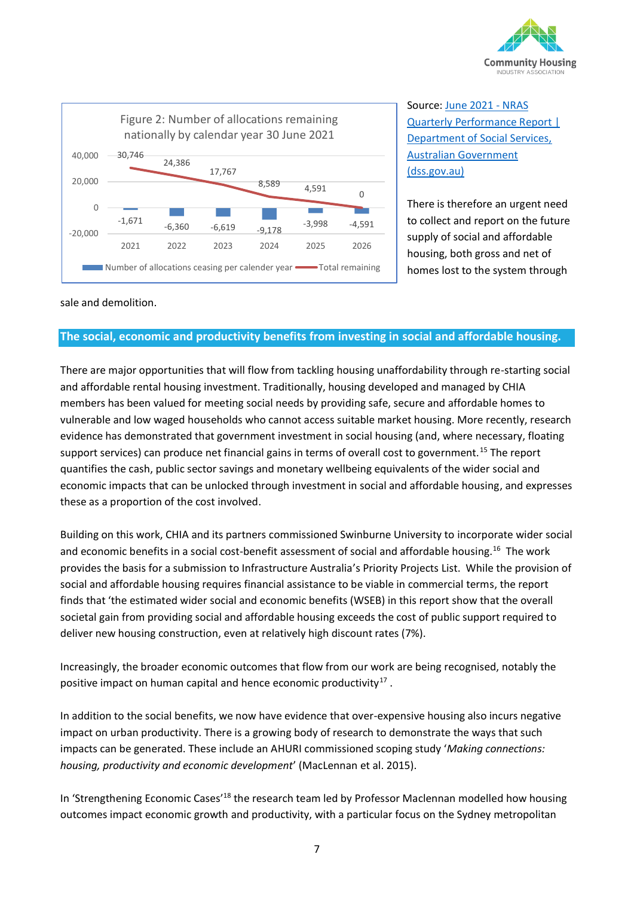Figure 2: Number of allocations remaining nationally by calendar year 30 June 2021

| Year | Number of allocations ceasing per calender year | Total remaining |
|---|---|---|
| 2021 | -1,671 | 30,746 |
| 2022 | -6,360 | 24,386 |
| 2023 | -6,619 | 17,767 |
| 2024 | -9,178 | 8,589 |
| 2025 | -3,998 | 4,591 |
| 2026 | -4,591 | 0 |

Source: [June 2021 - NRAS Quarterly Performance Report | Department of Social Services, Australian Government (dss.gov.au)](dss.gov.au)

There is therefore an urgent need to collect and report on the future supply of social and affordable housing, both gross and net of homes lost to the system through sale and demolition.

## The social, economic and productivity benefits from investing in social and affordable housing.

There are major opportunities that will flow from tackling housing unaffordability through re-starting social and affordable rental housing investment. Traditionally, housing developed and managed by CHIA members has been valued for meeting social needs by providing safe, secure and affordable homes to vulnerable and low waged households who cannot access suitable market housing. More recently, research evidence has demonstrated that government investment in social housing (and, where necessary, floating support services) can produce net financial gains in terms of overall cost to government.[15] The report quantifies the cash, public sector savings and monetary wellbeing equivalents of the wider social and economic impacts that can be unlocked through investment in social and affordable housing, and expresses these as a proportion of the cost involved.

Building on this work, CHIA and its partners commissioned Swinburne University to incorporate wider social and economic benefits in a social cost-benefit assessment of social and affordable housing.[16] The work provides the basis for a submission to Infrastructure Australia's Priority Projects List. While the provision of social and affordable housing requires financial assistance to be viable in commercial terms, the report finds that 'the estimated wider social and economic benefits (WSEB) in this report show that the overall societal gain from providing social and affordable housing exceeds the cost of public support required to deliver new housing construction, even at relatively high discount rates (7%).

Increasingly, the broader economic outcomes that flow from our work are being recognised, notably the positive impact on human capital and hence economic productivity[17] .

In addition to the social benefits, we now have evidence that over-expensive housing also incurs negative impact on urban productivity. There is a growing body of research to demonstrate the ways that such impacts can be generated. These include an AHURI commissioned scoping study '*Making connections: housing, productivity and economic development*' (MacLennan et al. 2015).

In 'Strengthening Economic Cases'[18] the research team led by Professor Maclennan modelled how housing outcomes impact economic growth and productivity, with a particular focus on the Sydney metropolitan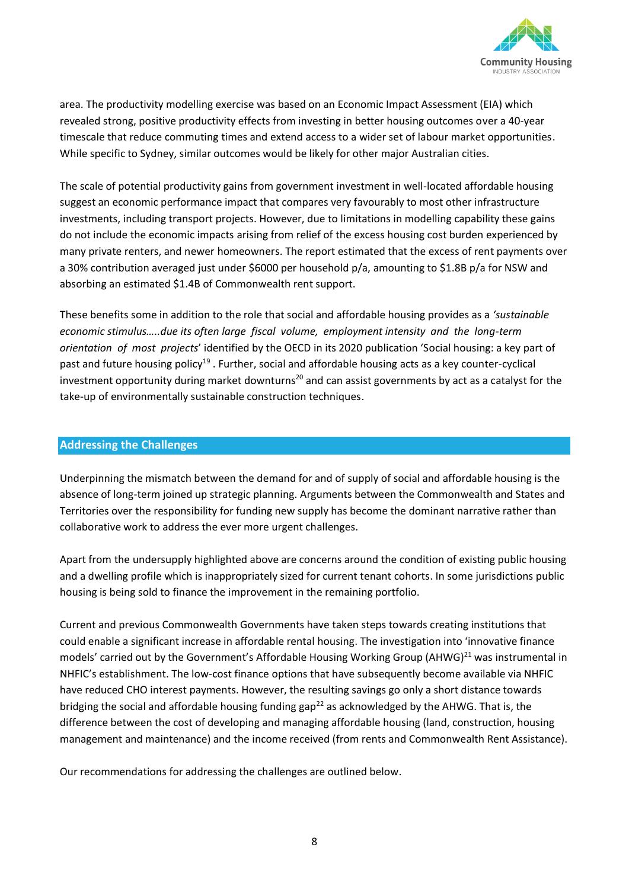area. The productivity modelling exercise was based on an Economic Impact Assessment (EIA) which revealed strong, positive productivity effects from investing in better housing outcomes over a 40-year timescale that reduce commuting times and extend access to a wider set of labour market opportunities. While specific to Sydney, similar outcomes would be likely for other major Australian cities.

The scale of potential productivity gains from government investment in well-located affordable housing suggest an economic performance impact that compares very favourably to most other infrastructure investments, including transport projects. However, due to limitations in modelling capability these gains do not include the economic impacts arising from relief of the excess housing cost burden experienced by many private renters, and newer homeowners. The report estimated that the excess of rent payments over a 30% contribution averaged just under $6000 per household p/a, amounting to $1.8B p/a for NSW and absorbing an estimated $1.4B of Commonwealth rent support.

These benefits some in addition to the role that social and affordable housing provides as a *'sustainable economic stimulus…..due its often large fiscal volume, employment intensity and the long-term orientation of most projects*' identified by the OECD in its 2020 publication 'Social housing: a key part of past and future housing policy[19]. Further, social and affordable housing acts as a key counter-cyclical investment opportunity during market downturns[20] and can assist governments by act as a catalyst for the take-up of environmentally sustainable construction techniques.

## Addressing the Challenges

Underpinning the mismatch between the demand for and of supply of social and affordable housing is the absence of long-term joined up strategic planning. Arguments between the Commonwealth and States and Territories over the responsibility for funding new supply has become the dominant narrative rather than collaborative work to address the ever more urgent challenges.

Apart from the undersupply highlighted above are concerns around the condition of existing public housing and a dwelling profile which is inappropriately sized for current tenant cohorts. In some jurisdictions public housing is being sold to finance the improvement in the remaining portfolio.

Current and previous Commonwealth Governments have taken steps towards creating institutions that could enable a significant increase in affordable rental housing. The investigation into 'innovative finance models' carried out by the Government's Affordable Housing Working Group (AHWG)[21] was instrumental in NHFIC's establishment. The low-cost finance options that have subsequently become available via NHFIC have reduced CHO interest payments. However, the resulting savings go only a short distance towards bridging the social and affordable housing funding gap[22] as acknowledged by the AHWG. That is, the difference between the cost of developing and managing affordable housing (land, construction, housing management and maintenance) and the income received (from rents and Commonwealth Rent Assistance).

Our recommendations for addressing the challenges are outlined below.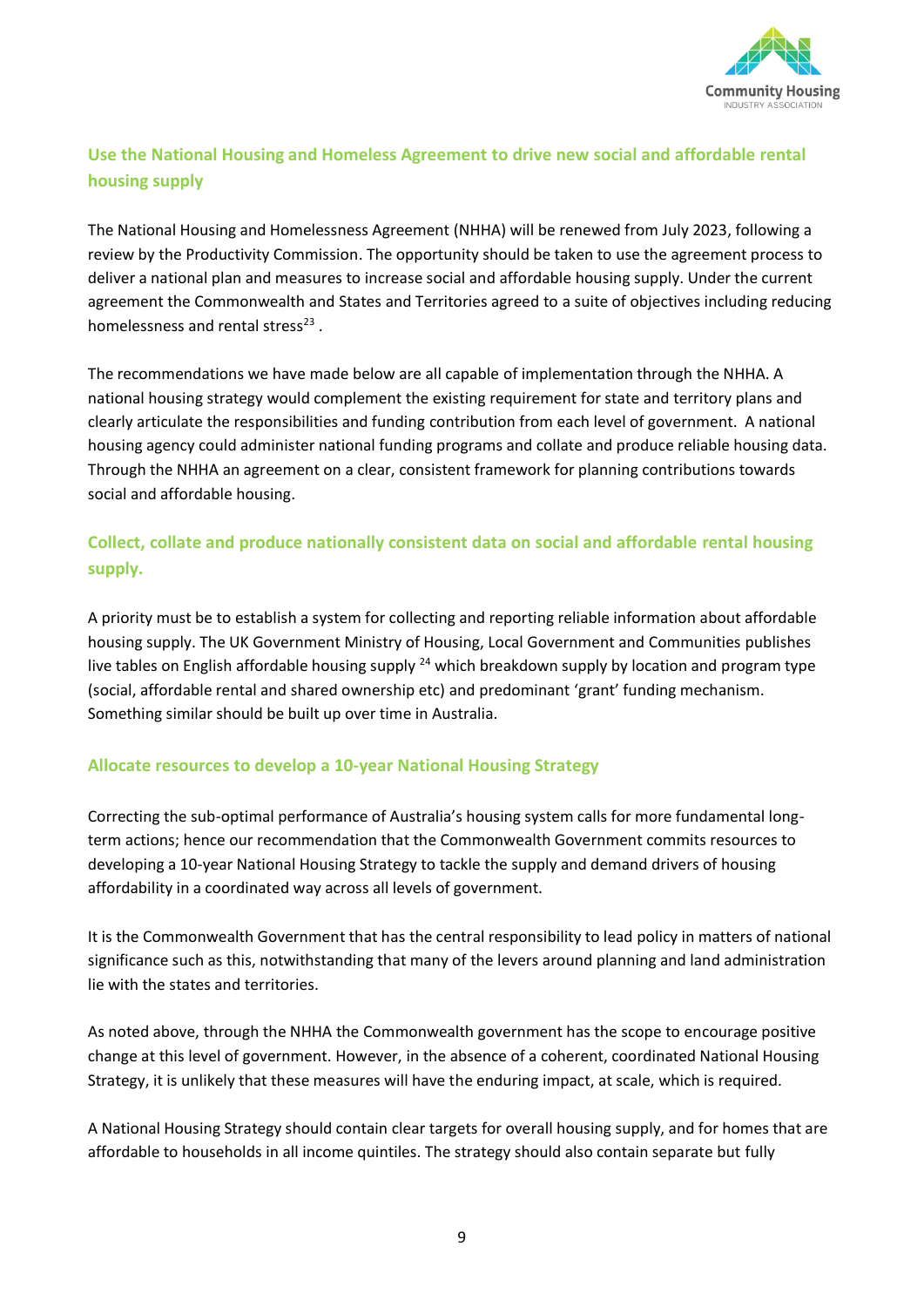## Use the National Housing and Homeless Agreement to drive new social and affordable rental housing supply

The National Housing and Homelessness Agreement (NHHA) will be renewed from July 2023, following a review by the Productivity Commission. The opportunity should be taken to use the agreement process to deliver a national plan and measures to increase social and affordable housing supply. Under the current agreement the Commonwealth and States and Territories agreed to a suite of objectives including reducing homelessness and rental stress[23] .

The recommendations we have made below are all capable of implementation through the NHHA. A national housing strategy would complement the existing requirement for state and territory plans and clearly articulate the responsibilities and funding contribution from each level of government. A national housing agency could administer national funding programs and collate and produce reliable housing data. Through the NHHA an agreement on a clear, consistent framework for planning contributions towards social and affordable housing.

## Collect, collate and produce nationally consistent data on social and affordable rental housing supply.

A priority must be to establish a system for collecting and reporting reliable information about affordable housing supply. The UK Government Ministry of Housing, Local Government and Communities publishes live tables on English affordable housing supply [24] which breakdown supply by location and program type (social, affordable rental and shared ownership etc) and predominant 'grant' funding mechanism. Something similar should be built up over time in Australia.

## Allocate resources to develop a 10-year National Housing Strategy

Correcting the sub-optimal performance of Australia's housing system calls for more fundamental long-term actions; hence our recommendation that the Commonwealth Government commits resources to developing a 10-year National Housing Strategy to tackle the supply and demand drivers of housing affordability in a coordinated way across all levels of government.

It is the Commonwealth Government that has the central responsibility to lead policy in matters of national significance such as this, notwithstanding that many of the levers around planning and land administration lie with the states and territories.

As noted above, through the NHHA the Commonwealth government has the scope to encourage positive change at this level of government. However, in the absence of a coherent, coordinated National Housing Strategy, it is unlikely that these measures will have the enduring impact, at scale, which is required.

A National Housing Strategy should contain clear targets for overall housing supply, and for homes that are affordable to households in all income quintiles. The strategy should also contain separate but fully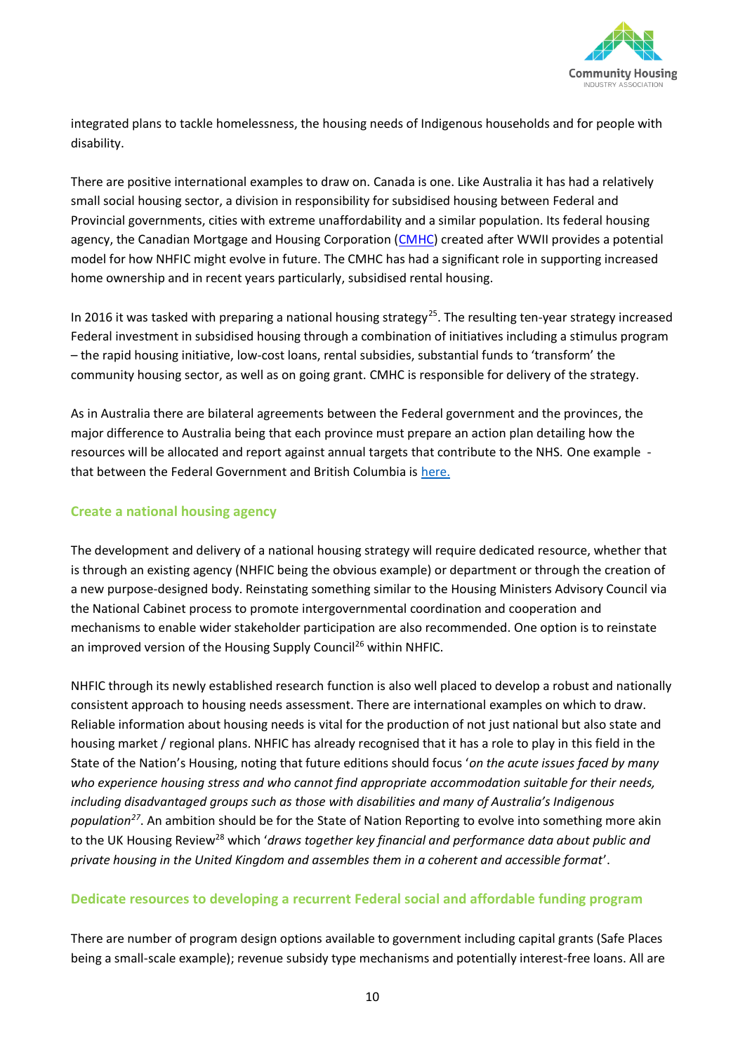integrated plans to tackle homelessness, the housing needs of Indigenous households and for people with disability.

There are positive international examples to draw on. Canada is one. Like Australia it has had a relatively small social housing sector, a division in responsibility for subsidised housing between Federal and Provincial governments, cities with extreme unaffordability and a similar population. Its federal housing agency, the Canadian Mortgage and Housing Corporation (CMHC) created after WWII provides a potential model for how NHFIC might evolve in future. The CMHC has had a significant role in supporting increased home ownership and in recent years particularly, subsidised rental housing.

In 2016 it was tasked with preparing a national housing strategy[25]. The resulting ten-year strategy increased Federal investment in subsidised housing through a combination of initiatives including a stimulus program – the rapid housing initiative, low-cost loans, rental subsidies, substantial funds to 'transform' the community housing sector, as well as on going grant. CMHC is responsible for delivery of the strategy.

As in Australia there are bilateral agreements between the Federal government and the provinces, the major difference to Australia being that each province must prepare an action plan detailing how the resources will be allocated and report against annual targets that contribute to the NHS. One example - that between the Federal Government and British Columbia is here.

## Create a national housing agency

The development and delivery of a national housing strategy will require dedicated resource, whether that is through an existing agency (NHFIC being the obvious example) or department or through the creation of a new purpose-designed body. Reinstating something similar to the Housing Ministers Advisory Council via the National Cabinet process to promote intergovernmental coordination and cooperation and mechanisms to enable wider stakeholder participation are also recommended. One option is to reinstate an improved version of the Housing Supply Council[26] within NHFIC.

NHFIC through its newly established research function is also well placed to develop a robust and nationally consistent approach to housing needs assessment. There are international examples on which to draw. Reliable information about housing needs is vital for the production of not just national but also state and housing market / regional plans. NHFIC has already recognised that it has a role to play in this field in the State of the Nation's Housing, noting that future editions should focus '*on the acute issues faced by many who experience housing stress and who cannot find appropriate accommodation suitable for their needs, including disadvantaged groups such as those with disabilities and many of Australia's Indigenous population*[27]. An ambition should be for the State of Nation Reporting to evolve into something more akin to the UK Housing Review[28] which '*draws together key financial and performance data about public and private housing in the United Kingdom and assembles them in a coherent and accessible format*'.

## Dedicate resources to developing a recurrent Federal social and affordable funding program

There are number of program design options available to government including capital grants (Safe Places being a small-scale example); revenue subsidy type mechanisms and potentially interest-free loans. All are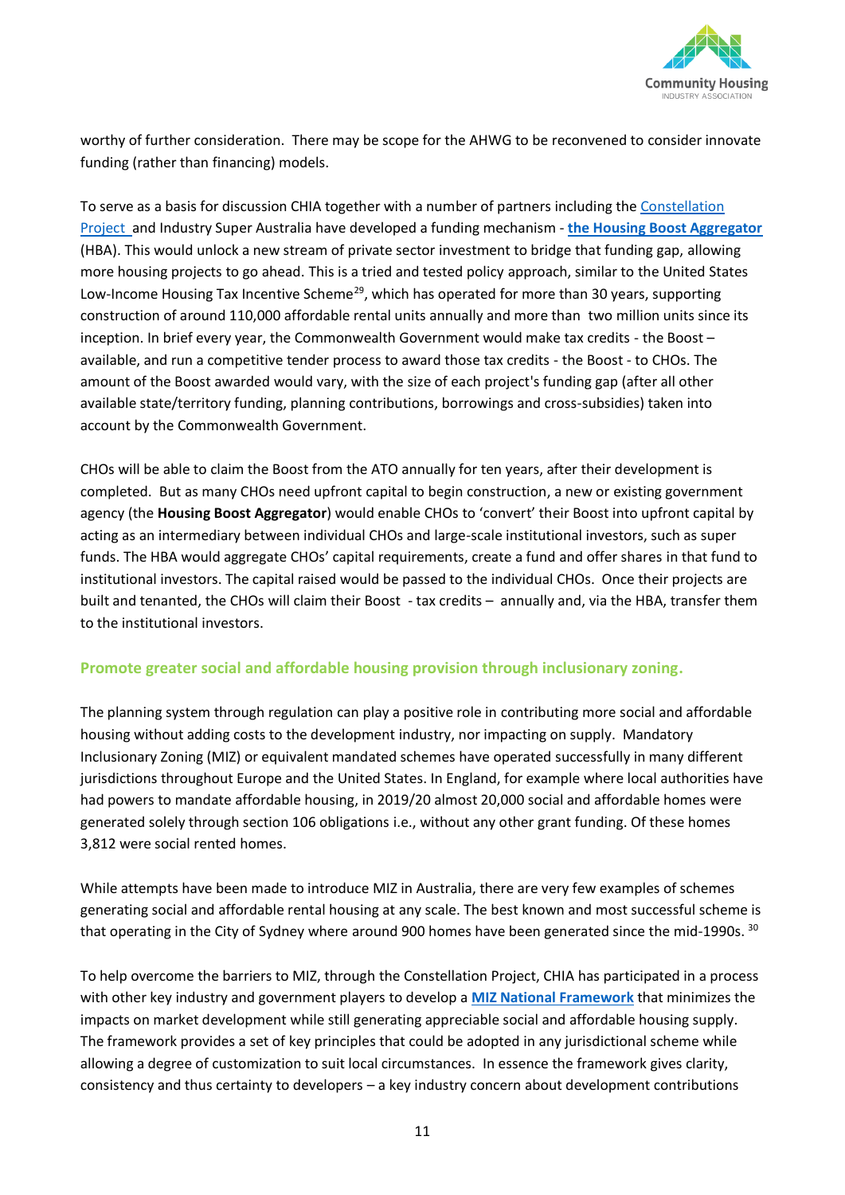worthy of further consideration. There may be scope for the AHWG to be reconvened to consider innovate funding (rather than financing) models.

To serve as a basis for discussion CHIA together with a number of partners including the Constellation Project and Industry Super Australia have developed a funding mechanism - **the Housing Boost Aggregator** (HBA). This would unlock a new stream of private sector investment to bridge that funding gap, allowing more housing projects to go ahead. This is a tried and tested policy approach, similar to the United States Low-Income Housing Tax Incentive Scheme[29], which has operated for more than 30 years, supporting construction of around 110,000 affordable rental units annually and more than two million units since its inception. In brief every year, the Commonwealth Government would make tax credits - the Boost – available, and run a competitive tender process to award those tax credits - the Boost - to CHOs. The amount of the Boost awarded would vary, with the size of each project's funding gap (after all other available state/territory funding, planning contributions, borrowings and cross-subsidies) taken into account by the Commonwealth Government.

CHOs will be able to claim the Boost from the ATO annually for ten years, after their development is completed. But as many CHOs need upfront capital to begin construction, a new or existing government agency (the **Housing Boost Aggregator**) would enable CHOs to 'convert' their Boost into upfront capital by acting as an intermediary between individual CHOs and large-scale institutional investors, such as super funds. The HBA would aggregate CHOs' capital requirements, create a fund and offer shares in that fund to institutional investors. The capital raised would be passed to the individual CHOs. Once their projects are built and tenanted, the CHOs will claim their Boost - tax credits – annually and, via the HBA, transfer them to the institutional investors.

### Promote greater social and affordable housing provision through inclusionary zoning.

The planning system through regulation can play a positive role in contributing more social and affordable housing without adding costs to the development industry, nor impacting on supply. Mandatory Inclusionary Zoning (MIZ) or equivalent mandated schemes have operated successfully in many different jurisdictions throughout Europe and the United States. In England, for example where local authorities have had powers to mandate affordable housing, in 2019/20 almost 20,000 social and affordable homes were generated solely through section 106 obligations i.e., without any other grant funding. Of these homes 3,812 were social rented homes.

While attempts have been made to introduce MIZ in Australia, there are very few examples of schemes generating social and affordable rental housing at any scale. The best known and most successful scheme is that operating in the City of Sydney where around 900 homes have been generated since the mid-1990s. [30]

To help overcome the barriers to MIZ, through the Constellation Project, CHIA has participated in a process with other key industry and government players to develop a **MIZ National Framework** that minimizes the impacts on market development while still generating appreciable social and affordable housing supply. The framework provides a set of key principles that could be adopted in any jurisdictional scheme while allowing a degree of customization to suit local circumstances. In essence the framework gives clarity, consistency and thus certainty to developers – a key industry concern about development contributions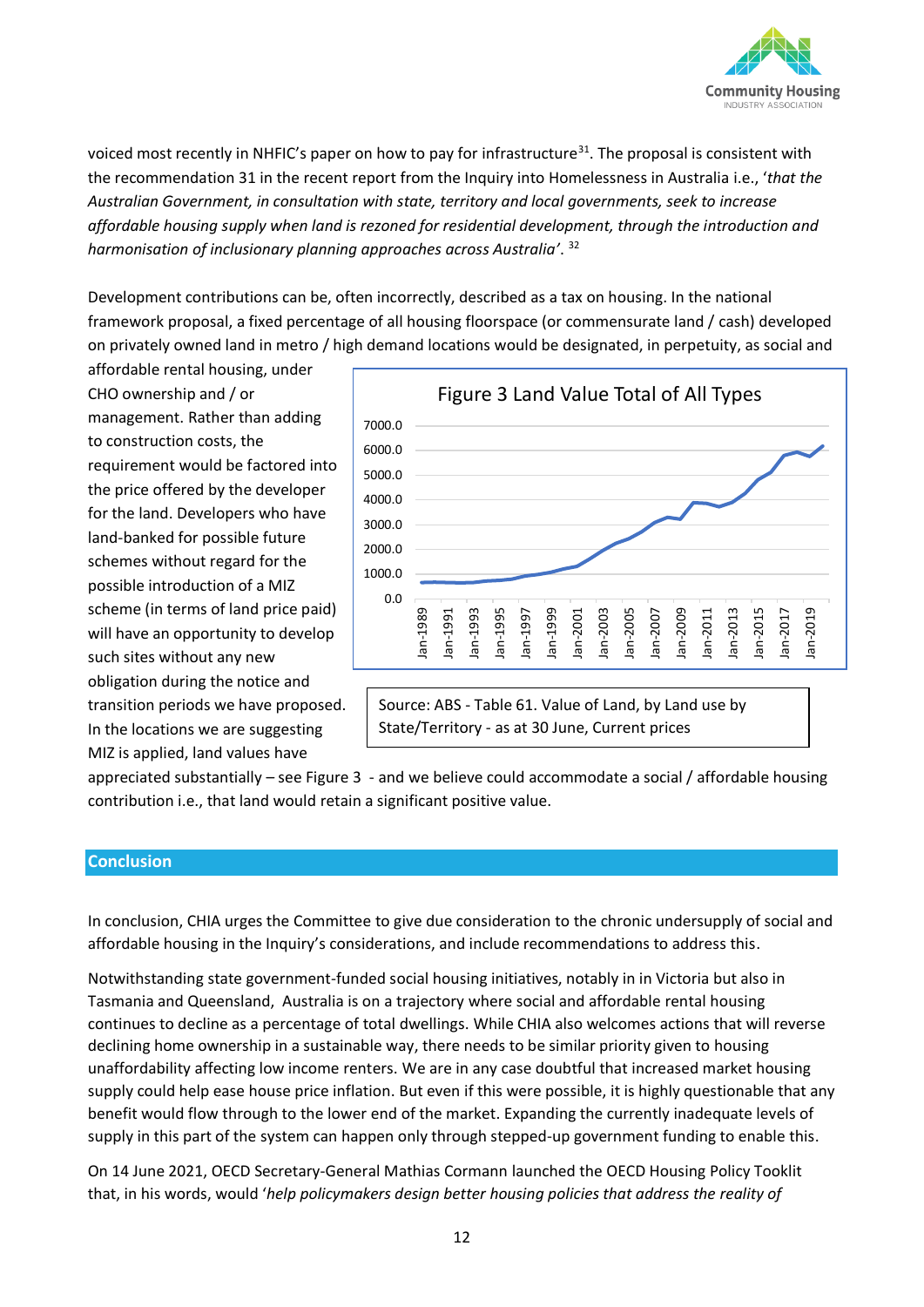voiced most recently in NHFIC's paper on how to pay for infrastructure[31]. The proposal is consistent with the recommendation 31 in the recent report from the Inquiry into Homelessness in Australia i.e., '*that the Australian Government, in consultation with state, territory and local governments, seek to increase affordable housing supply when land is rezoned for residential development, through the introduction and harmonisation of inclusionary planning approaches across Australia'*. [32]

Development contributions can be, often incorrectly, described as a tax on housing. In the national framework proposal, a fixed percentage of all housing floorspace (or commensurate land / cash) developed on privately owned land in metro / high demand locations would be designated, in perpetuity, as social and affordable rental housing, under CHO ownership and / or management. Rather than adding to construction costs, the requirement would be factored into the price offered by the developer for the land. Developers who have land-banked for possible future schemes without regard for the possible introduction of a MIZ scheme (in terms of land price paid) will have an opportunity to develop such sites without any new obligation during the notice and transition periods we have proposed. In the locations we are suggesting MIZ is applied, land values have appreciated substantially – see Figure 3 - and we believe could accommodate a social / affordable housing contribution i.e., that land would retain a significant positive value.

Figure 3 Land Value Total of All Types

Source: ABS - Table 61. Value of Land, by Land use by State/Territory - as at 30 June, Current prices

## Conclusion

In conclusion, CHIA urges the Committee to give due consideration to the chronic undersupply of social and affordable housing in the Inquiry's considerations, and include recommendations to address this.

Notwithstanding state government-funded social housing initiatives, notably in in Victoria but also in Tasmania and Queensland, Australia is on a trajectory where social and affordable rental housing continues to decline as a percentage of total dwellings. While CHIA also welcomes actions that will reverse declining home ownership in a sustainable way, there needs to be similar priority given to housing unaffordability affecting low income renters. We are in any case doubtful that increased market housing supply could help ease house price inflation. But even if this were possible, it is highly questionable that any benefit would flow through to the lower end of the market. Expanding the currently inadequate levels of supply in this part of the system can happen only through stepped-up government funding to enable this.

On 14 June 2021, OECD Secretary-General Mathias Cormann launched the OECD Housing Policy Tooklit that, in his words, would '*help policymakers design better housing policies that address the reality of*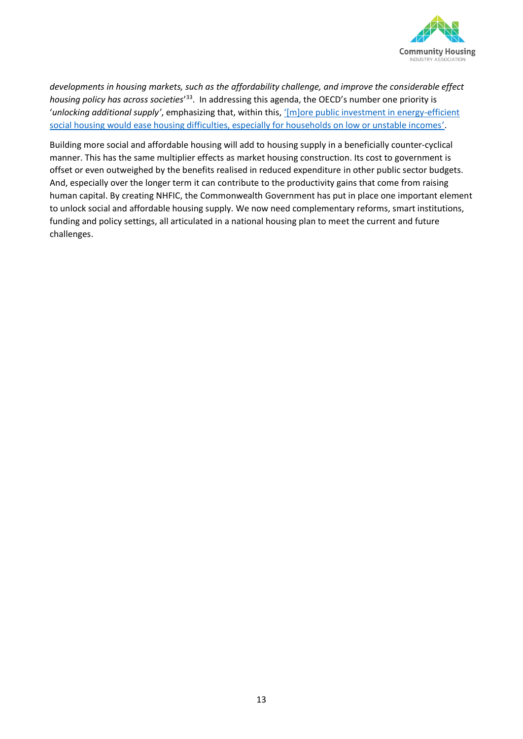*developments in housing markets, such as the affordability challenge, and improve the considerable effect housing policy has across societies*'[33]. In addressing this agenda, the OECD's number one priority is '*unlocking additional supply'*, emphasizing that, within this, '[m]ore public investment in energy-efficient social housing would ease housing difficulties, especially for households on low or unstable incomes'.

Building more social and affordable housing will add to housing supply in a beneficially counter-cyclical manner. This has the same multiplier effects as market housing construction. Its cost to government is offset or even outweighed by the benefits realised in reduced expenditure in other public sector budgets. And, especially over the longer term it can contribute to the productivity gains that come from raising human capital. By creating NHFIC, the Commonwealth Government has put in place one important element to unlock social and affordable housing supply. We now need complementary reforms, smart institutions, funding and policy settings, all articulated in a national housing plan to meet the current and future challenges.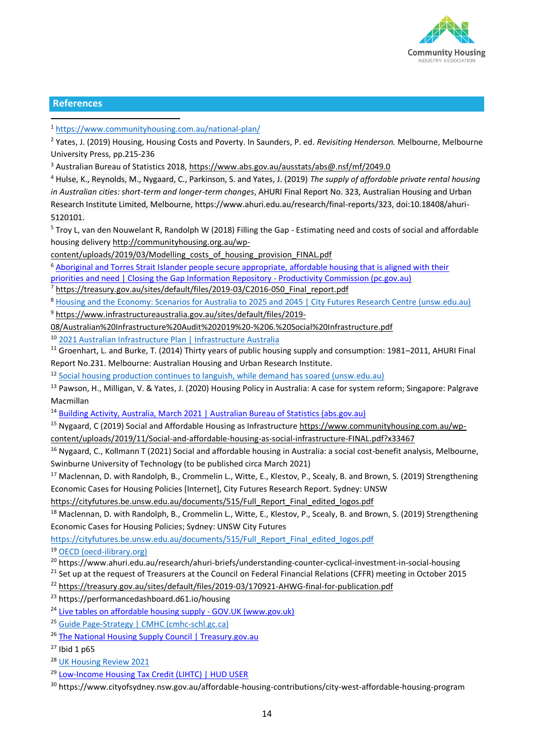## References

[1] https://www.communityhousing.com.au/national-plan/

[2] Yates, J. (2019) Housing, Housing Costs and Poverty. In Saunders, P. ed. *Revisiting Henderson.* Melbourne, Melbourne University Press, pp.215-236

[3] Australian Bureau of Statistics 2018, https://www.abs.gov.au/ausstats/abs@.nsf/mf/2049.0

[4] Hulse, K., Reynolds, M., Nygaard, C., Parkinson, S. and Yates, J. (2019) *The supply of affordable private rental housing in Australian cities: short-term and longer-term changes*, AHURI Final Report No. 323, Australian Housing and Urban Research Institute Limited, Melbourne, https://www.ahuri.edu.au/research/final-reports/323, doi:10.18408/ahuri-5120101.

[5] Troy L, van den Nouwelant R, Randolph W (2018) Filling the Gap - Estimating need and costs of social and affordable housing delivery http://communityhousing.org.au/wp-content/uploads/2019/03/Modelling_costs_of_housing_provision_FINAL.pdf

[6] Aboriginal and Torres Strait Islander people secure appropriate, affordable housing that is aligned with their priorities and need | Closing the Gap Information Repository - Productivity Commission (pc.gov.au)

[7] https://treasury.gov.au/sites/default/files/2019-03/C2016-050_Final_report.pdf

[8] Housing and the Economy: Scenarios for Australia to 2025 and 2045 | City Futures Research Centre (unsw.edu.au)

[9] https://www.infrastructureaustralia.gov.au/sites/default/files/2019-08/Australian%20Infrastructure%20Audit%202019%20-%206.%20Social%20Infrastructure.pdf

[10] 2021 Australian Infrastructure Plan | Infrastructure Australia

[11] Groenhart, L. and Burke, T. (2014) Thirty years of public housing supply and consumption: 1981–2011, AHURI Final Report No.231. Melbourne: Australian Housing and Urban Research Institute.

[12] Social housing production continues to languish, while demand has soared (unsw.edu.au)

[13] Pawson, H., Milligan, V. & Yates, J. (2020) Housing Policy in Australia: A case for system reform; Singapore: Palgrave Macmillan

[14] Building Activity, Australia, March 2021 | Australian Bureau of Statistics (abs.gov.au)

[15] Nygaard, C (2019) Social and Affordable Housing as Infrastructure https://www.communityhousing.com.au/wp-content/uploads/2019/11/Social-and-affordable-housing-as-social-infrastructure-FINAL.pdf?x33467

[16] Nygaard, C., Kollmann T (2021) Social and affordable housing in Australia: a social cost-benefit analysis, Melbourne, Swinburne University of Technology (to be published circa March 2021)

[17] Maclennan, D. with Randolph, B., Crommelin L., Witte, E., Klestov, P., Scealy, B. and Brown, S. (2019) Strengthening Economic Cases for Housing Policies [Internet], City Futures Research Report. Sydney: UNSW https://cityfutures.be.unsw.edu.au/documents/515/Full_Report_Final_edited_logos.pdf

[18] Maclennan, D. with Randolph, B., Crommelin L., Witte, E., Klestov, P., Scealy, B. and Brown, S. (2019) Strengthening Economic Cases for Housing Policies; Sydney: UNSW City Futures https://cityfutures.be.unsw.edu.au/documents/515/Full_Report_Final_edited_logos.pdf

[19] OECD (oecd-ilibrary.org)

[20] https://www.ahuri.edu.au/research/ahuri-briefs/understanding-counter-cyclical-investment-in-social-housing

[21] Set up at the request of Treasurers at the Council on Federal Financial Relations (CFFR) meeting in October 2015

[22] https://treasury.gov.au/sites/default/files/2019-03/170921-AHWG-final-for-publication.pdf

[23] https://performancedashboard.d61.io/housing

[24] Live tables on affordable housing supply - GOV.UK (www.gov.uk)

[25] Guide Page-Strategy | CMHC (cmhc-schl.gc.ca)

[26] The National Housing Supply Council | Treasury.gov.au

[27] Ibid 1 p65

[28] UK Housing Review 2021

[29] Low-Income Housing Tax Credit (LIHTC) | HUD USER

[30] https://www.cityofsydney.nsw.gov.au/affordable-housing-contributions/city-west-affordable-housing-program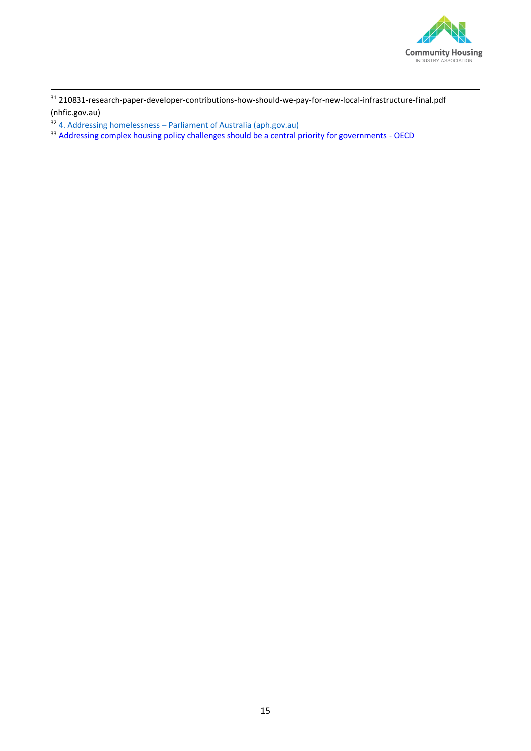[31] 210831-research-paper-developer-contributions-how-should-we-pay-for-new-local-infrastructure-final.pdf (nhfic.gov.au)

[32] 4. Addressing homelessness – Parliament of Australia (aph.gov.au)

[33] Addressing complex housing policy challenges should be a central priority for governments - OECD